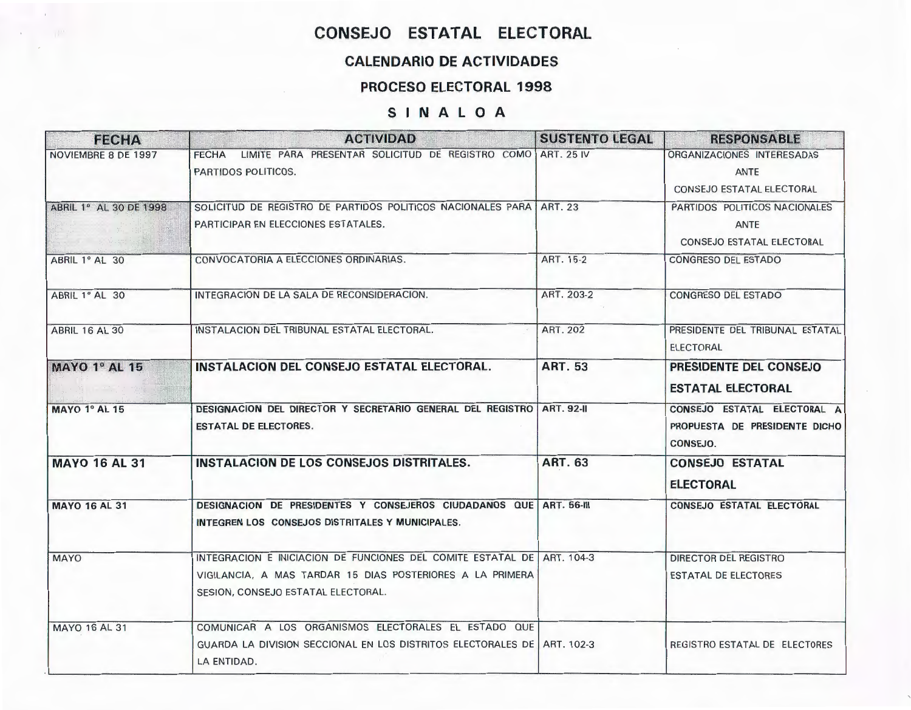# CONSEJO ESTATAL ELECTORAL

## CALENDARIO DE ACTIVIDADES

## PROCESO ELECTORAL 1998

## S I N A L O A

| FECHA | ACTIVIDAD | SUSTENTO LEGAL | RESPONSABLE |
|---|---|---|---|
| NOVIEMBRE 8 DE 1997 | FECHA LIMITE PARA PRESENTAR SOLICITUD DE REGISTRO COMO PARTIDOS POLITICOS. | ART. 25 IV | ORGANIZACIONES INTERESADAS ANTE CONSEJO ESTATAL ELECTORAL |
| ABRIL 1° AL 30 DE 1998 | SOLICITUD DE REGISTRO DE PARTIDOS POLITICOS NACIONALES PARA PARTICIPAR EN ELECCIONES ESTATALES. | ART. 23 | PARTIDOS POLITICOS NACIONALES ANTE CONSEJO ESTATAL ELECTORAL |
| ABRIL 1° AL 30 | CONVOCATORIA A ELECCIONES ORDINARIAS. | ART. 15-2 | CONGRESO DEL ESTADO |
| ABRIL 1° AL 30 | INTEGRACION DE LA SALA DE RECONSIDERACION. | ART. 203-2 | CONGRESO DEL ESTADO |
| ABRIL 16 AL 30 | INSTALACION DEL TRIBUNAL ESTATAL ELECTORAL. | ART. 202 | PRESIDENTE DEL TRIBUNAL ESTATAL ELECTORAL |
| **MAYO 1° AL 15** | **INSTALACION DEL CONSEJO ESTATAL ELECTORAL.** | **ART. 53** | **PRESIDENTE DEL CONSEJO ESTATAL ELECTORAL** |
| **MAYO 1° AL 15** | **DESIGNACION DEL DIRECTOR Y SECRETARIO GENERAL DEL REGISTRO ESTATAL DE ELECTORES.** | **ART. 92-II** | **CONSEJO ESTATAL ELECTORAL A PROPUESTA DE PRESIDENTE DICHO CONSEJO.** |
| **MAYO 16 AL 31** | **INSTALACION DE LOS CONSEJOS DISTRITALES.** | **ART. 63** | **CONSEJO ESTATAL ELECTORAL** |
| **MAYO 16 AL 31** | **DESIGNACION DE PRESIDENTES Y CONSEJEROS CIUDADANOS QUE INTEGREN LOS CONSEJOS DISTRITALES Y MUNICIPALES.** | **ART. 56-III** | **CONSEJO ESTATAL ELECTORAL** |
| MAYO | INTEGRACION E INICIACION DE FUNCIONES DEL COMITE ESTATAL DE VIGILANCIA, A MAS TARDAR 15 DIAS POSTERIORES A LA PRIMERA SESION, CONSEJO ESTATAL ELECTORAL. | ART. 104-3 | DIRECTOR DEL REGISTRO ESTATAL DE ELECTORES |
| MAYO 16 AL 31 | COMUNICAR A LOS ORGANISMOS ELECTORALES EL ESTADO QUE GUARDA LA DIVISION SECCIONAL EN LOS DISTRITOS ELECTORALES DE LA ENTIDAD. | ART. 102-3 | REGISTRO ESTATAL DE ELECTORES |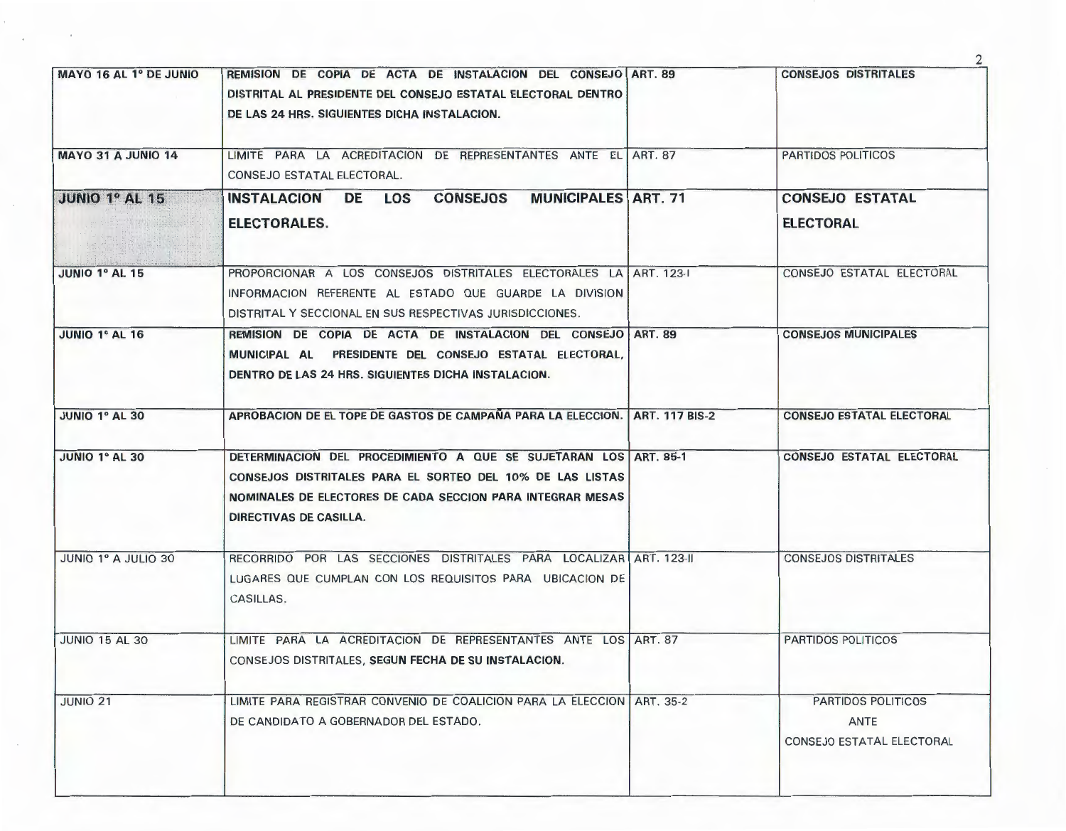| | | | |
|---|---|---|---|
| **MAYO 16 AL 1° DE JUNIO** | **REMISION DE COPIA DE ACTA DE INSTALACION DEL CONSEJO DISTRITAL AL PRESIDENTE DEL CONSEJO ESTATAL ELECTORAL DENTRO DE LAS 24 HRS. SIGUIENTES DICHA INSTALACION.** | **ART. 89** | **CONSEJOS DISTRITALES** |
| **MAYO 31 A JUNIO 14** | LIMITE PARA LA ACREDITACION DE REPRESENTANTES ANTE EL CONSEJO ESTATAL ELECTORAL. | ART. 87 | PARTIDOS POLITICOS |
| **JUNIO 1° AL 15** | **INSTALACION DE LOS CONSEJOS MUNICIPALES ELECTORALES.** | **ART. 71** | **CONSEJO ESTATAL ELECTORAL** |
| **JUNIO 1° AL 15** | PROPORCIONAR A LOS CONSEJOS DISTRITALES ELECTORALES LA INFORMACION REFERENTE AL ESTADO QUE GUARDE LA DIVISION DISTRITAL Y SECCIONAL EN SUS RESPECTIVAS JURISDICCIONES. | ART. 123-I | CONSEJO ESTATAL ELECTORAL |
| **JUNIO 1° AL 16** | **REMISION DE COPIA DE ACTA DE INSTALACION DEL CONSEJO MUNICIPAL AL PRESIDENTE DEL CONSEJO ESTATAL ELECTORAL, DENTRO DE LAS 24 HRS. SIGUIENTES DICHA INSTALACION.** | **ART. 89** | **CONSEJOS MUNICIPALES** |
| **JUNIO 1° AL 30** | **APROBACION DE EL TOPE DE GASTOS DE CAMPAÑA PARA LA ELECCION.** | **ART. 117 BIS-2** | **CONSEJO ESTATAL ELECTORAL** |
| **JUNIO 1° AL 30** | **DETERMINACION DEL PROCEDIMIENTO A QUE SE SUJETARAN LOS CONSEJOS DISTRITALES PARA EL SORTEO DEL 10% DE LAS LISTAS NOMINALES DE ELECTORES DE CADA SECCION PARA INTEGRAR MESAS DIRECTIVAS DE CASILLA.** | **ART. 85-1** | **CONSEJO ESTATAL ELECTORAL** |
| JUNIO 1° A JULIO 30 | RECORRIDO POR LAS SECCIONES DISTRITALES PARA LOCALIZAR LUGARES QUE CUMPLAN CON LOS REQUISITOS PARA UBICACION DE CASILLAS. | ART. 123-II | CONSEJOS DISTRITALES |
| JUNIO 15 AL 30 | LIMITE PARA LA ACREDITACION DE REPRESENTANTES ANTE LOS CONSEJOS DISTRITALES, **SEGUN FECHA DE SU INSTALACION**. | ART. 87 | PARTIDOS POLITICOS |
| JUNIO 21 | LIMITE PARA REGISTRAR CONVENIO DE COALICION PARA LA ELECCION DE CANDIDATO A GOBERNADOR DEL ESTADO. | ART. 35-2 | PARTIDOS POLITICOS ANTE CONSEJO ESTATAL ELECTORAL |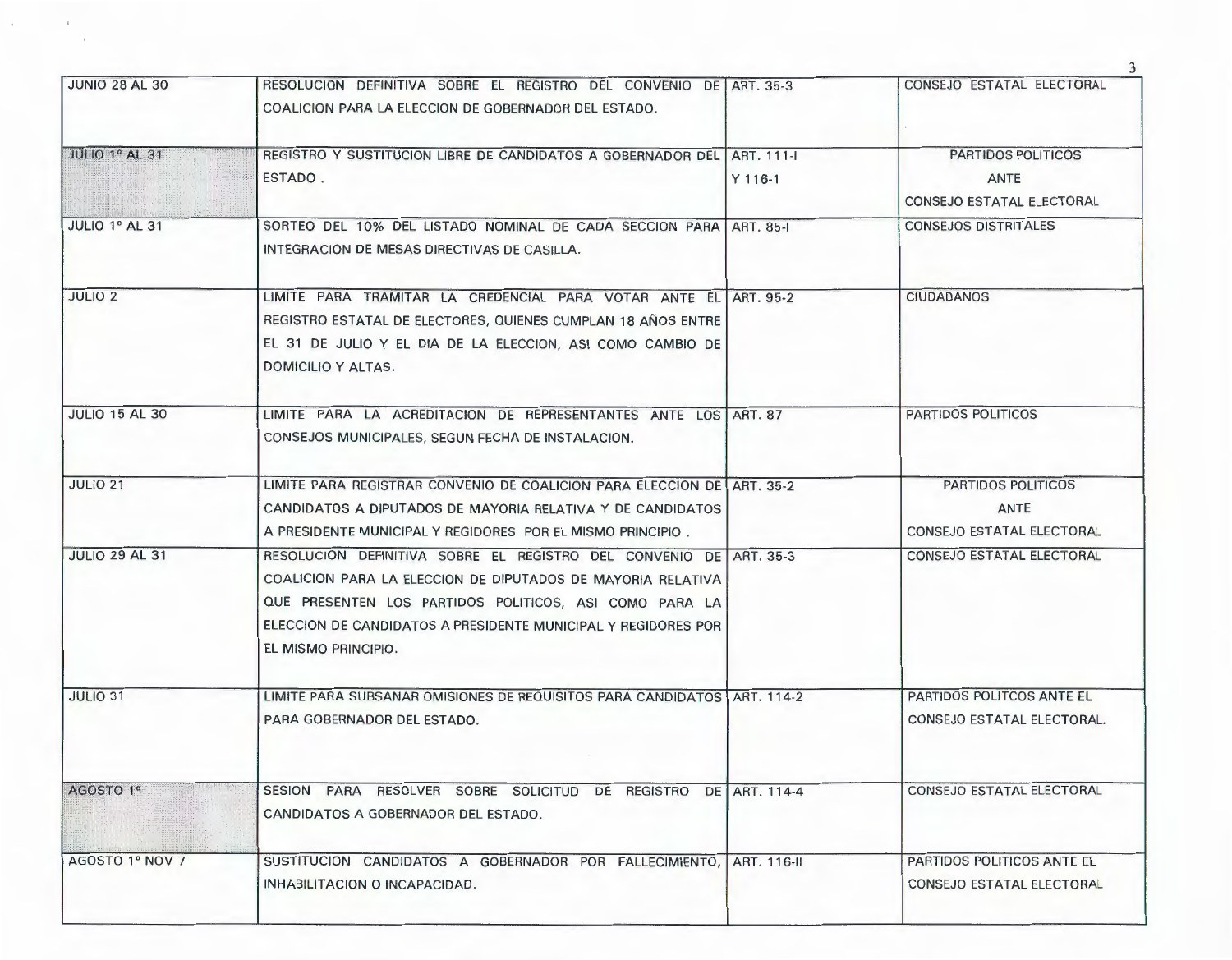| | | | |
|---|---|---|---|
| JUNIO 28 AL 30 | RESOLUCION DEFINITIVA SOBRE EL REGISTRO DEL CONVENIO DE COALICION PARA LA ELECCION DE GOBERNADOR DEL ESTADO. | ART. 35-3 | CONSEJO ESTATAL ELECTORAL |
| JULIO 1° AL 31 | REGISTRO Y SUSTITUCION LIBRE DE CANDIDATOS A GOBERNADOR DEL ESTADO . | ART. 111-I Y 116-1 | PARTIDOS POLITICOS ANTE CONSEJO ESTATAL ELECTORAL |
| JULIO 1° AL 31 | SORTEO DEL 10% DEL LISTADO NOMINAL DE CADA SECCION PARA INTEGRACION DE MESAS DIRECTIVAS DE CASILLA. | ART. 85-I | CONSEJOS DISTRITALES |
| JULIO 2 | LIMITE PARA TRAMITAR LA CREDENCIAL PARA VOTAR ANTE EL REGISTRO ESTATAL DE ELECTORES, QUIENES CUMPLAN 18 AÑOS ENTRE EL 31 DE JULIO Y EL DIA DE LA ELECCION, ASI COMO CAMBIO DE DOMICILIO Y ALTAS. | ART. 95-2 | CIUDADANOS |
| JULIO 15 AL 30 | LIMITE PARA LA ACREDITACION DE REPRESENTANTES ANTE LOS CONSEJOS MUNICIPALES, SEGUN FECHA DE INSTALACION. | ART. 87 | PARTIDOS POLITICOS |
| JULIO 21 | LIMITE PARA REGISTRAR CONVENIO DE COALICION PARA ELECCION DE CANDIDATOS A DIPUTADOS DE MAYORIA RELATIVA Y DE CANDIDATOS A PRESIDENTE MUNICIPAL Y REGIDORES POR EL MISMO PRINCIPIO . | ART. 35-2 | PARTIDOS POLITICOS ANTE CONSEJO ESTATAL ELECTORAL |
| JULIO 29 AL 31 | RESOLUCION DEFINITIVA SOBRE EL REGISTRO DEL CONVENIO DE COALICION PARA LA ELECCION DE DIPUTADOS DE MAYORIA RELATIVA QUE PRESENTEN LOS PARTIDOS POLITICOS, ASI COMO PARA LA ELECCION DE CANDIDATOS A PRESIDENTE MUNICIPAL Y REGIDORES POR EL MISMO PRINCIPIO. | ART. 35-3 | CONSEJO ESTATAL ELECTORAL |
| JULIO 31 | LIMITE PARA SUBSANAR OMISIONES DE REQUISITOS PARA CANDIDATOS PARA GOBERNADOR DEL ESTADO. | ART. 114-2 | PARTIDOS POLITCOS ANTE EL CONSEJO ESTATAL ELECTORAL. |
| AGOSTO 1° | SESION PARA RESOLVER SOBRE SOLICITUD DE REGISTRO DE CANDIDATOS A GOBERNADOR DEL ESTADO. | ART. 114-4 | CONSEJO ESTATAL ELECTORAL |
| AGOSTO 1° NOV 7 | SUSTITUCION CANDIDATOS A GOBERNADOR POR FALLECIMIENTO, INHABILITACION O INCAPACIDAD. | ART. 116-II | PARTIDOS POLITICOS ANTE EL CONSEJO ESTATAL ELECTORAL |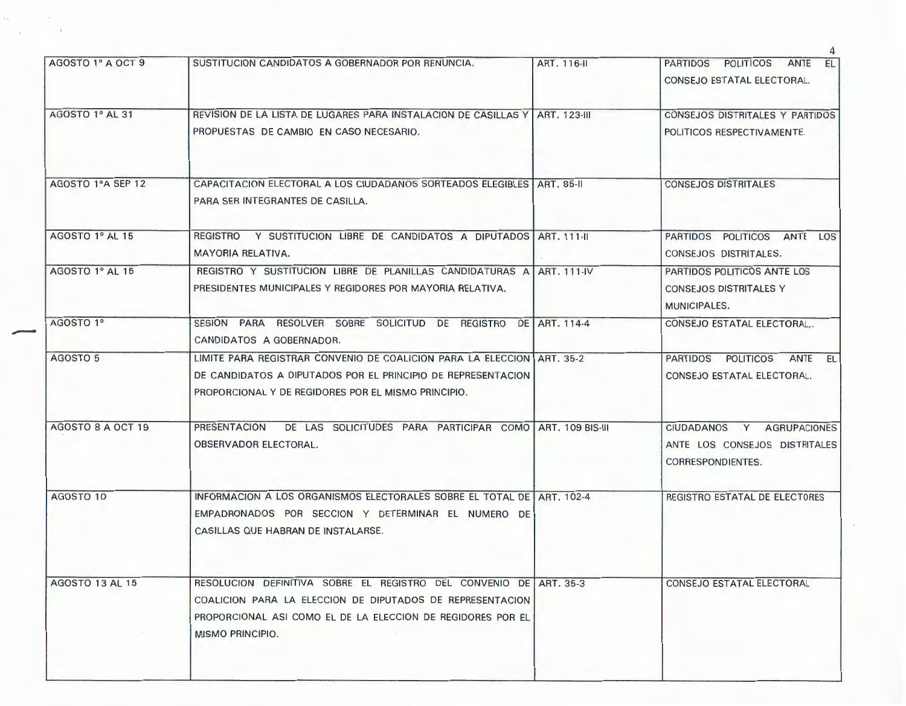| | | | |
|---|---|---|---|
| AGOSTO 1° A OCT 9 | SUSTITUCION CANDIDATOS A GOBERNADOR POR RENUNCIA. | ART. 116-II | PARTIDOS POLITICOS ANTE EL CONSEJO ESTATAL ELECTORAL. |
| AGOSTO 1° AL 31 | REVISION DE LA LISTA DE LUGARES PARA INSTALACION DE CASILLAS Y PROPUESTAS DE CAMBIO EN CASO NECESARIO. | ART. 123-III | CONSEJOS DISTRITALES Y PARTIDOS POLITICOS RESPECTIVAMENTE. |
| AGOSTO 1°A SEP 12 | CAPACITACION ELECTORAL A LOS CIUDADANOS SORTEADOS ELEGIBLES PARA SER INTEGRANTES DE CASILLA. | ART. 85-II | CONSEJOS DISTRITALES |
| AGOSTO 1° AL 15 | REGISTRO Y SUSTITUCION LIBRE DE CANDIDATOS A DIPUTADOS MAYORIA RELATIVA. | ART. 111-II | PARTIDOS POLITICOS ANTE LOS CONSEJOS DISTRITALES. |
| AGOSTO 1° AL 15 | REGISTRO Y SUSTITUCION LIBRE DE PLANILLAS CANDIDATURAS A PRESIDENTES MUNICIPALES Y REGIDORES POR MAYORIA RELATIVA. | ART. 111-IV | PARTIDOS POLITICOS ANTE LOS CONSEJOS DISTRITALES Y MUNICIPALES. |
| AGOSTO 1° | SESION PARA RESOLVER SOBRE SOLICITUD DE REGISTRO DE CANDIDATOS A GOBERNADOR. | ART. 114-4 | CONSEJO ESTATAL ELECTORAL,. |
| AGOSTO 5 | LIMITE PARA REGISTRAR CONVENIO DE COALICION PARA LA ELECCION DE CANDIDATOS A DIPUTADOS POR EL PRINCIPIO DE REPRESENTACION PROPORCIONAL Y DE REGIDORES POR EL MISMO PRINCIPIO. | ART. 35-2 | PARTIDOS POLITICOS ANTE EL CONSEJO ESTATAL ELECTORAL. |
| AGOSTO 8 A OCT 19 | PRESENTACION DE LAS SOLICITUDES PARA PARTICIPAR COMO OBSERVADOR ELECTORAL. | ART. 109 BIS-III | CIUDADANOS Y AGRUPACIONES ANTE LOS CONSEJOS DISTRITALES CORRESPONDIENTES. |
| AGOSTO 10 | INFORMACION A LOS ORGANISMOS ELECTORALES SOBRE EL TOTAL DE EMPADRONADOS POR SECCION Y DETERMINAR EL NUMERO DE CASILLAS QUE HABRAN DE INSTALARSE. | ART. 102-4 | REGISTRO ESTATAL DE ELECTORES |
| AGOSTO 13 AL 15 | RESOLUCION DEFINITIVA SOBRE EL REGISTRO DEL CONVENIO DE COALICION PARA LA ELECCION DE DIPUTADOS DE REPRESENTACION PROPORCIONAL ASI COMO EL DE LA ELECCION DE REGIDORES POR EL MISMO PRINCIPIO. | ART. 35-3 | CONSEJO ESTATAL ELECTORAL |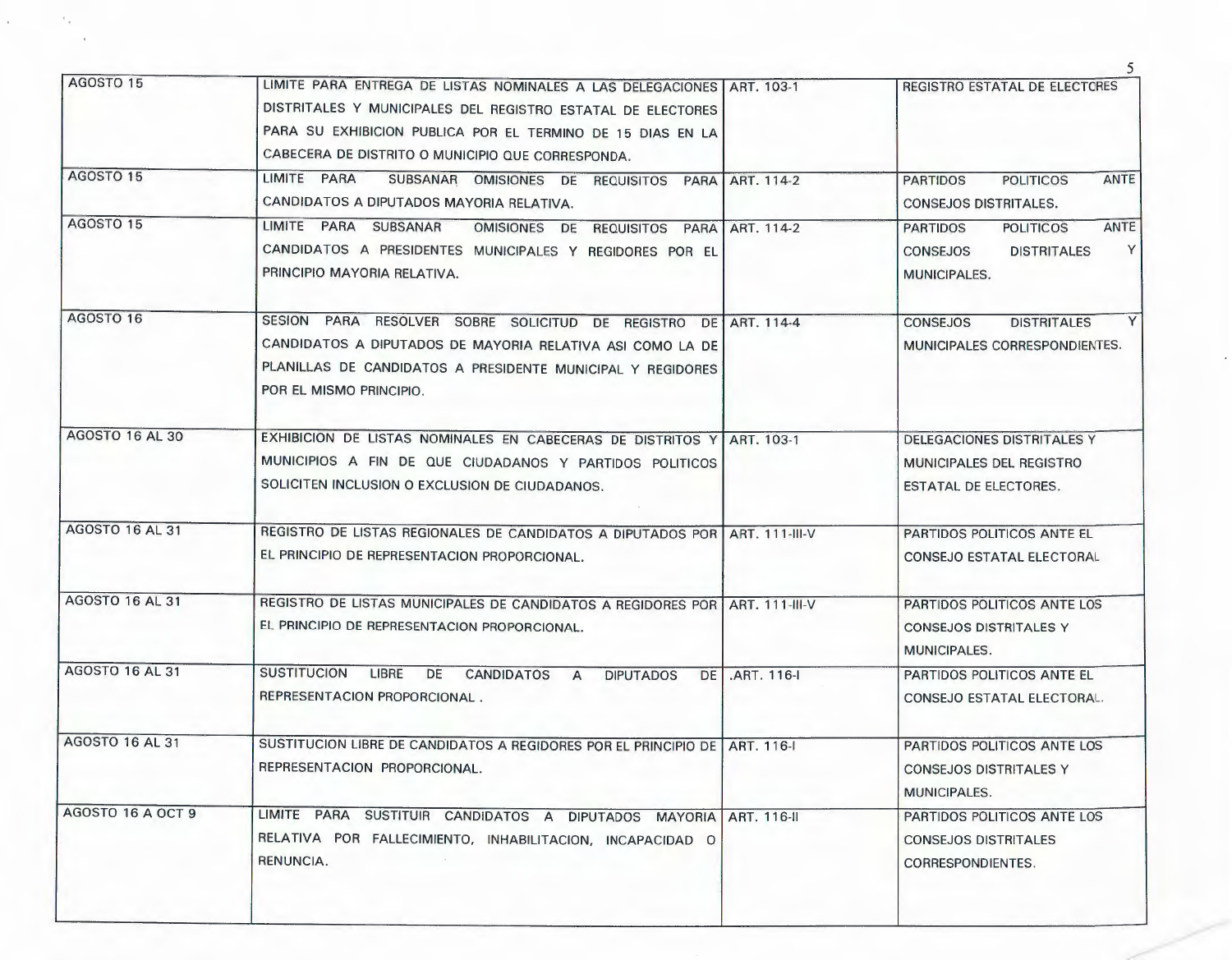| | | | |
|---|---|---|---|
| AGOSTO 15 | LIMITE PARA ENTREGA DE LISTAS NOMINALES A LAS DELEGACIONES DISTRITALES Y MUNICIPALES DEL REGISTRO ESTATAL DE ELECTORES PARA SU EXHIBICION PUBLICA POR EL TERMINO DE 15 DIAS EN LA CABECERA DE DISTRITO O MUNICIPIO QUE CORRESPONDA. | ART. 103-1 | REGISTRO ESTATAL DE ELECTORES |
| AGOSTO 15 | LIMITE PARA SUBSANAR OMISIONES DE REQUISITOS PARA CANDIDATOS A DIPUTADOS MAYORIA RELATIVA. | ART. 114-2 | PARTIDOS POLITICOS ANTE CONSEJOS DISTRITALES. |
| AGOSTO 15 | LIMITE PARA SUBSANAR OMISIONES DE REQUISITOS PARA CANDIDATOS A PRESIDENTES MUNICIPALES Y REGIDORES POR EL PRINCIPIO MAYORIA RELATIVA. | ART. 114-2 | PARTIDOS POLITICOS ANTE CONSEJOS DISTRITALES Y MUNICIPALES. |
| AGOSTO 16 | SESION PARA RESOLVER SOBRE SOLICITUD DE REGISTRO DE CANDIDATOS A DIPUTADOS DE MAYORIA RELATIVA ASI COMO LA DE PLANILLAS DE CANDIDATOS A PRESIDENTE MUNICIPAL Y REGIDORES POR EL MISMO PRINCIPIO. | ART. 114-4 | CONSEJOS DISTRITALES Y MUNICIPALES CORRESPONDIENTES. |
| AGOSTO 16 AL 30 | EXHIBICION DE LISTAS NOMINALES EN CABECERAS DE DISTRITOS Y MUNICIPIOS A FIN DE QUE CIUDADANOS Y PARTIDOS POLITICOS SOLICITEN INCLUSION O EXCLUSION DE CIUDADANOS. | ART. 103-1 | DELEGACIONES DISTRITALES Y MUNICIPALES DEL REGISTRO ESTATAL DE ELECTORES. |
| AGOSTO 16 AL 31 | REGISTRO DE LISTAS REGIONALES DE CANDIDATOS A DIPUTADOS POR EL PRINCIPIO DE REPRESENTACION PROPORCIONAL. | ART. 111-III-V | PARTIDOS POLITICOS ANTE EL CONSEJO ESTATAL ELECTORAL |
| AGOSTO 16 AL 31 | REGISTRO DE LISTAS MUNICIPALES DE CANDIDATOS A REGIDORES POR EL PRINCIPIO DE REPRESENTACION PROPORCIONAL. | ART. 111-III-V | PARTIDOS POLITICOS ANTE LOS CONSEJOS DISTRITALES Y MUNICIPALES. |
| AGOSTO 16 AL 31 | SUSTITUCION LIBRE DE CANDIDATOS A DIPUTADOS DE REPRESENTACION PROPORCIONAL . | .ART. 116-I | PARTIDOS POLITICOS ANTE EL CONSEJO ESTATAL ELECTORAL. |
| AGOSTO 16 AL 31 | SUSTITUCION LIBRE DE CANDIDATOS A REGIDORES POR EL PRINCIPIO DE REPRESENTACION PROPORCIONAL. | ART. 116-I | PARTIDOS POLITICOS ANTE LOS CONSEJOS DISTRITALES Y MUNICIPALES. |
| AGOSTO 16 A OCT 9 | LIMITE PARA SUSTITUIR CANDIDATOS A DIPUTADOS MAYORIA RELATIVA POR FALLECIMIENTO, INHABILITACION, INCAPACIDAD O RENUNCIA. | ART. 116-II | PARTIDOS POLITICOS ANTE LOS CONSEJOS DISTRITALES CORRESPONDIENTES. |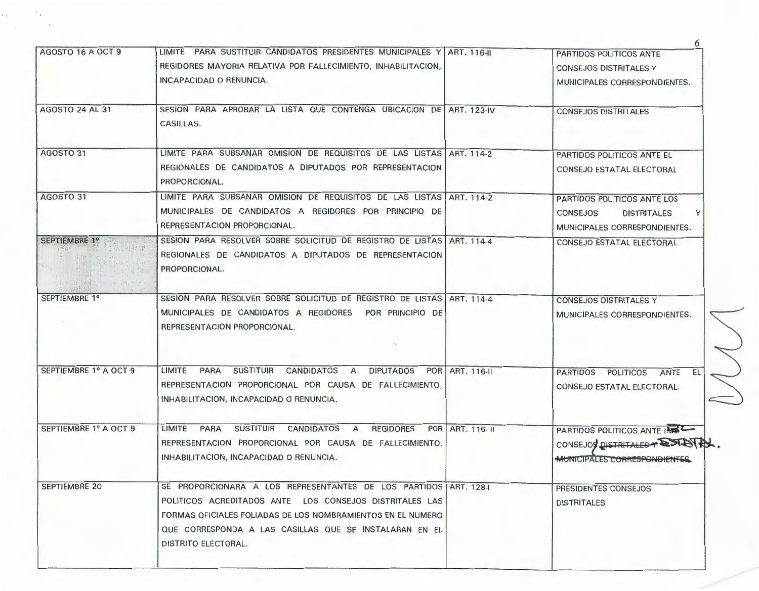| | | | |
|---|---|---|---|
| AGOSTO 16 A OCT 9 | LIMITE PARA SUSTITUIR CANDIDATOS PRESIDENTES MUNICIPALES Y REGIDORES MAYORIA RELATIVA POR FALLECIMIENTO, INHABILITACION, INCAPACIDAD O RENUNCIA. | ART. 116-II | PARTIDOS POLITICOS ANTE CONSEJOS DISTRITALES Y MUNICIPALES CORRESPONDIENTES. |
| AGOSTO 24 AL 31 | SESION PARA APROBAR LA LISTA QUE CONTENGA UBICACION DE CASILLAS. | ART. 123-IV | CONSEJOS DISTRITALES |
| AGOSTO 31 | LIMITE PARA SUBSANAR OMISION DE REQUISITOS DE LAS LISTAS REGIONALES DE CANDIDATOS A DIPUTADOS POR REPRESENTACION PROPORCIONAL. | ART. 114-2 | PARTIDOS POLITICOS ANTE EL CONSEJO ESTATAL ELECTORAL |
| AGOSTO 31 | LIMITE PARA SUBSANAR OMISION DE REQUISITOS DE LAS LISTAS MUNICIPALES DE CANDIDATOS A REGIDORES POR PRINCIPIO DE REPRESENTACION PROPORCIONAL. | ART. 114-2 | PARTIDOS POLITICOS ANTE LOS CONSEJOS DISTRITALES Y MUNICIPALES CORRESPONDIENTES. |
| SEPTIEMBRE 1° | SESION PARA RESOLVER SOBRE SOLICITUD DE REGISTRO DE LISTAS REGIONALES DE CANDIDATOS A DIPUTADOS DE REPRESENTACION PROPORCIONAL. | ART. 114-4 | CONSEJO ESTATAL ELECTORAL |
| SEPTIEMBRE 1° | SESION PARA RESOLVER SOBRE SOLICITUD DE REGISTRO DE LISTAS MUNICIPALES DE CANDIDATOS A REGIDORES POR PRINCIPIO DE REPRESENTACION PROPORCIONAL. | ART. 114-4 | CONSEJOS DISTRITALES Y MUNICIPALES CORRESPONDIENTES. |
| SEPTIEMBRE 1° A OCT 9 | LIMITE PARA SUSTITUIR CANDIDATOS A DIPUTADOS POR REPRESENTACION PROPORCIONAL POR CAUSA DE FALLECIMIENTO, INHABILITACION, INCAPACIDAD O RENUNCIA. | ART. 116-II | PARTIDOS POLITICOS ANTE EL CONSEJO ESTATAL ELECTORAL. |
| SEPTIEMBRE 1° A OCT 9 | LIMITE PARA SUSTITUIR CANDIDATOS A REGIDORES POR REPRESENTACION PROPORCIONAL POR CAUSA DE FALLECIMIENTO, INHABILITACION, INCAPACIDAD O RENUNCIA. | ART. 116- II | PARTIDOS POLITICOS ANTE ~~LOS~~ EL CONSEJO ~~DISTRITALES Y MUNICIPALES CORRESPONDIENTES~~ ESTATAL. |
| SEPTIEMBRE 20 | SE PROPORCIONARA A LOS REPRESENTANTES DE LOS PARTIDOS POLITICOS ACREDITADOS ANTE LOS CONSEJOS DISTRITALES LAS FORMAS OFICIALES FOLIADAS DE LOS NOMBRAMIENTOS EN EL NUMERO QUE CORRESPONDA A LAS CASILLAS QUE SE INSTALARAN EN EL DISTRITO ELECTORAL. | ART. 128-I | PRESIDENTES CONSEJOS DISTRITALES |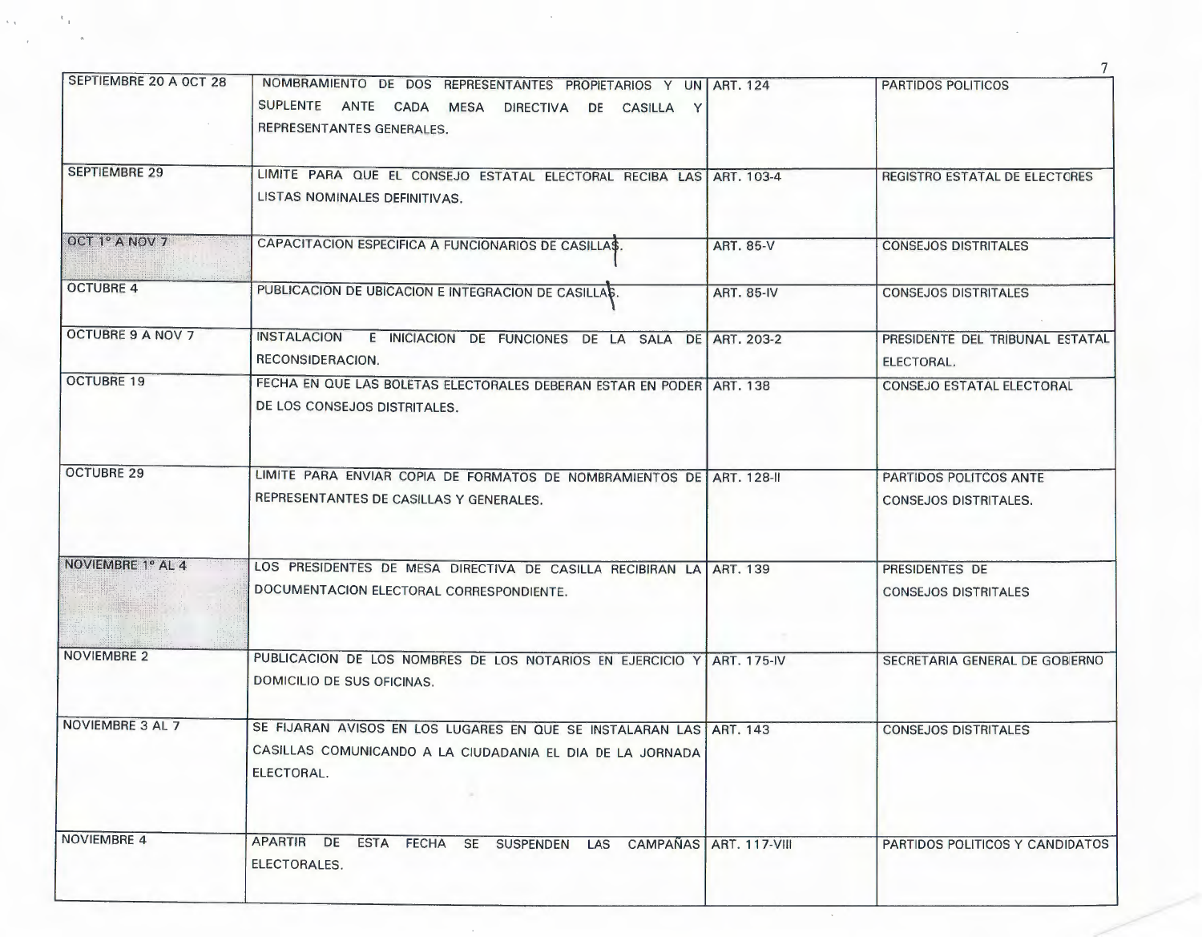| | | | |
|---|---|---|---|
| SEPTIEMBRE 20 A OCT 28 | NOMBRAMIENTO DE DOS REPRESENTANTES PROPIETARIOS Y UN SUPLENTE ANTE CADA MESA DIRECTIVA DE CASILLA Y REPRESENTANTES GENERALES. | ART. 124 | PARTIDOS POLITICOS |
| SEPTIEMBRE 29 | LIMITE PARA QUE EL CONSEJO ESTATAL ELECTORAL RECIBA LAS LISTAS NOMINALES DEFINITIVAS. | ART. 103-4 | REGISTRO ESTATAL DE ELECTORES |
| OCT 1° A NOV 7 | CAPACITACION ESPECIFICA A FUNCIONARIOS DE CASILLAS. | ART. 85-V | CONSEJOS DISTRITALES |
| OCTUBRE 4 | PUBLICACION DE UBICACION E INTEGRACION DE CASILLAS. | ART. 85-IV | CONSEJOS DISTRITALES |
| OCTUBRE 9 A NOV 7 | INSTALACION E INICIACION DE FUNCIONES DE LA SALA DE RECONSIDERACION. | ART. 203-2 | PRESIDENTE DEL TRIBUNAL ESTATAL ELECTORAL. |
| OCTUBRE 19 | FECHA EN QUE LAS BOLETAS ELECTORALES DEBERAN ESTAR EN PODER DE LOS CONSEJOS DISTRITALES. | ART. 138 | CONSEJO ESTATAL ELECTORAL |
| OCTUBRE 29 | LIMITE PARA ENVIAR COPIA DE FORMATOS DE NOMBRAMIENTOS DE REPRESENTANTES DE CASILLAS Y GENERALES. | ART. 128-II | PARTIDOS POLITCOS ANTE CONSEJOS DISTRITALES. |
| NOVIEMBRE 1° AL 4 | LOS PRESIDENTES DE MESA DIRECTIVA DE CASILLA RECIBIRAN LA DOCUMENTACION ELECTORAL CORRESPONDIENTE. | ART. 139 | PRESIDENTES DE CONSEJOS DISTRITALES |
| NOVIEMBRE 2 | PUBLICACION DE LOS NOMBRES DE LOS NOTARIOS EN EJERCICIO Y DOMICILIO DE SUS OFICINAS. | ART. 175-IV | SECRETARIA GENERAL DE GOBIERNO |
| NOVIEMBRE 3 AL 7 | SE FIJARAN AVISOS EN LOS LUGARES EN QUE SE INSTALARAN LAS CASILLAS COMUNICANDO A LA CIUDADANIA EL DIA DE LA JORNADA ELECTORAL. | ART. 143 | CONSEJOS DISTRITALES |
| NOVIEMBRE 4 | APARTIR DE ESTA FECHA SE SUSPENDEN LAS CAMPAÑAS ELECTORALES. | ART. 117-VIII | PARTIDOS POLITICOS Y CANDIDATOS |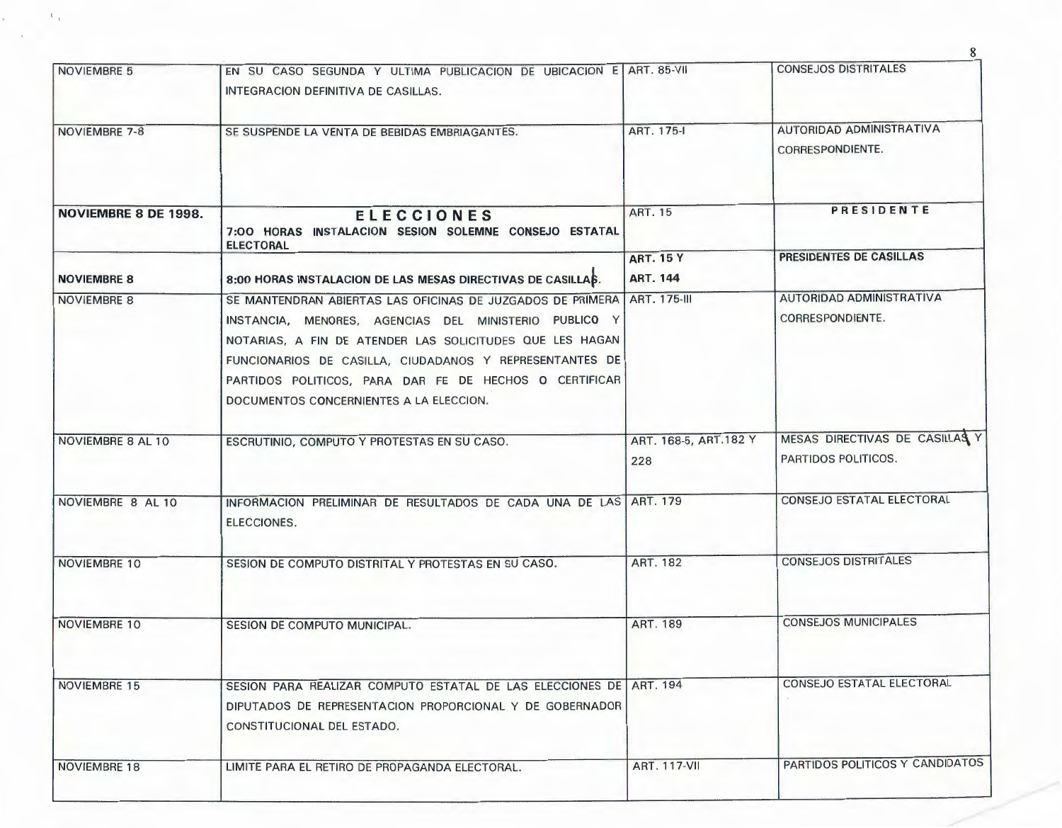| | | | |
|---|---|---|---|
| NOVIEMBRE 5 | EN SU CASO SEGUNDA Y ULTIMA PUBLICACION DE UBICACION E INTEGRACION DEFINITIVA DE CASILLAS. | ART. 85-VII | CONSEJOS DISTRITALES |
| NOVIEMBRE 7-8 | SE SUSPENDE LA VENTA DE BEBIDAS EMBRIAGANTES. | ART. 175-I | AUTORIDAD ADMINISTRATIVA CORRESPONDIENTE. |
| **NOVIEMBRE 8 DE 1998.** | **ELECCIONES** **7:OO HORAS INSTALACION SESION SOLEMNE CONSEJO ESTATAL ELECTORAL** | ART. 15 | **PRESIDENTE** |
| **NOVIEMBRE 8** | **8:00 HORAS INSTALACION DE LAS MESAS DIRECTIVAS DE CASILLAS.** | **ART. 15 Y ART. 144** | **PRESIDENTES DE CASILLAS** |
| NOVIEMBRE 8 | SE MANTENDRAN ABIERTAS LAS OFICINAS DE JUZGADOS DE PRIMERA INSTANCIA, MENORES, AGENCIAS DEL MINISTERIO PUBLICO Y NOTARIAS, A FIN DE ATENDER LAS SOLICITUDES QUE LES HAGAN FUNCIONARIOS DE CASILLA, CIUDADANOS Y REPRESENTANTES DE PARTIDOS POLITICOS, PARA DAR FE DE HECHOS O CERTIFICAR DOCUMENTOS CONCERNIENTES A LA ELECCION. | ART. 175-III | AUTORIDAD ADMINISTRATIVA CORRESPONDIENTE. |
| NOVIEMBRE 8 AL 10 | ESCRUTINIO, COMPUTO Y PROTESTAS EN SU CASO. | ART. 168-5, ART.182 Y 228 | MESAS DIRECTIVAS DE CASILLAS Y PARTIDOS POLITICOS. |
| NOVIEMBRE 8 AL 10 | INFORMACION PRELIMINAR DE RESULTADOS DE CADA UNA DE LAS ELECCIONES. | ART. 179 | CONSEJO ESTATAL ELECTORAL |
| NOVIEMBRE 10 | SESION DE COMPUTO DISTRITAL Y PROTESTAS EN SU CASO. | ART. 182 | CONSEJOS DISTRITALES |
| NOVIEMBRE 10 | SESION DE COMPUTO MUNICIPAL. | ART. 189 | CONSEJOS MUNICIPALES |
| NOVIEMBRE 15 | SESION PARA REALIZAR COMPUTO ESTATAL DE LAS ELECCIONES DE DIPUTADOS DE REPRESENTACION PROPORCIONAL Y DE GOBERNADOR CONSTITUCIONAL DEL ESTADO. | ART. 194 | CONSEJO ESTATAL ELECTORAL |
| NOVIEMBRE 18 | LIMITE PARA EL RETIRO DE PROPAGANDA ELECTORAL. | ART. 117-VII | PARTIDOS POLITICOS Y CANDIDATOS |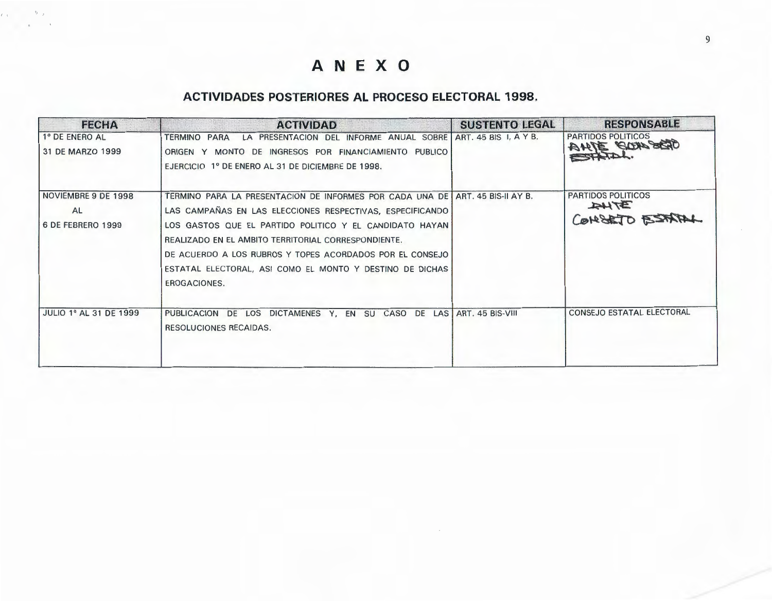# A N E X O

## ACTIVIDADES POSTERIORES AL PROCESO ELECTORAL 1998.

| FECHA | ACTIVIDAD | SUSTENTO LEGAL | RESPONSABLE |
|---|---|---|---|
| 1° DE ENERO AL 31 DE MARZO 1999 | TERMINO PARA LA PRESENTACION DEL INFORME ANUAL SOBRE ORIGEN Y MONTO DE INGRESOS POR FINANCIAMIENTO PUBLICO EJERCICIO 1° DE ENERO AL 31 DE DICIEMBRE DE 1998. | ART. 45 BIS I, A Y B. | PARTIDOS POLITICOS ANTE CONSEJO ESTATAL. |
| NOVIEMBRE 9 DE 1998 AL 6 DE FEBRERO 1999 | TERMINO PARA LA PRESENTACION DE INFORMES POR CADA UNA DE LAS CAMPAÑAS EN LAS ELECCIONES RESPECTIVAS, ESPECIFICANDO LOS GASTOS QUE EL PARTIDO POLITICO Y EL CANDIDATO HAYAN REALIZADO EN EL AMBITO TERRITORIAL CORRESPONDIENTE. DE ACUERDO A LOS RUBROS Y TOPES ACORDADOS POR EL CONSEJO ESTATAL ELECTORAL, ASI COMO EL MONTO Y DESTINO DE DICHAS EROGACIONES. | ART. 45 BIS-II A Y B. | PARTIDOS POLITICOS ANTE CONSEJO ESTATAL |
| JULIO 1° AL 31 DE 1999 | PUBLICACION DE LOS DICTAMENES Y, EN SU CASO DE LAS RESOLUCIONES RECAIDAS. | ART. 45 BIS-VIII | CONSEJO ESTATAL ELECTORAL |